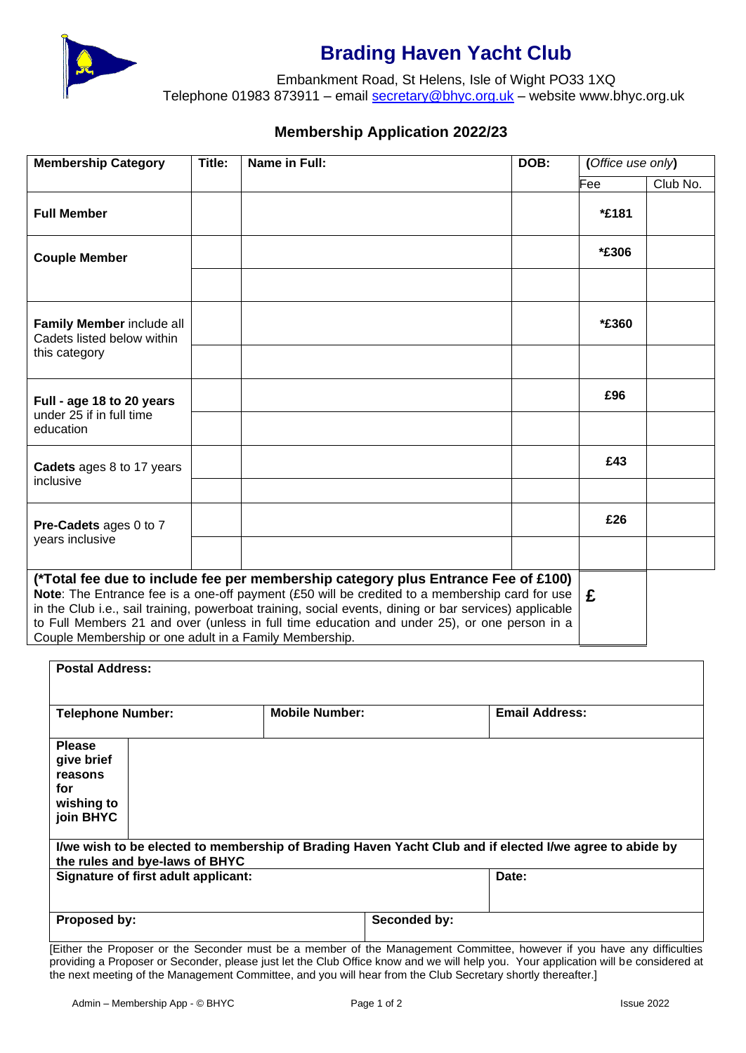# Brading Haven Yacht Club

Embankment Road, St Helens, Isle of Wight PO33 1XQ
Telephone 01983 873911 – email secretary@bhyc.org.uk – website www.bhyc.org.uk

## Membership Application 2022/23

| Membership Category | Title: | Name in Full: | DOB: | (*Office use only*) Fee | Club No. |
|---|---|---|---|---|---|
| **Full Member** | | | | *£181 | |
| **Couple Member** | | | | *£306 | |
| | | | | | |
| **Family Member** include all Cadets listed below within this category | | | | *£360 | |
| | | | | | |
| **Full - age 18 to 20 years** under 25 if in full time education | | | | £96 | |
| | | | | | |
| **Cadets** ages 8 to 17 years inclusive | | | | £43 | |
| | | | | | |
| **Pre-Cadets** ages 0 to 7 years inclusive | | | | £26 | |
| | | | | | |

**(*Total fee due to include fee per membership category plus Entrance Fee of £100)**
**Note**: The Entrance fee is a one-off payment (£50 will be credited to a membership card for use in the Club i.e., sail training, powerboat training, social events, dining or bar services) applicable to Full Members 21 and over (unless in full time education and under 25), or one person in a Couple Membership or one adult in a Family Membership.

**£**

| **Postal Address:** | | |
|---|---|---|
| **Telephone Number:** | **Mobile Number:** | **Email Address:** |

| **Please give brief reasons for wishing to join BHYC** | |
|---|---|

**I/we wish to be elected to membership of Brading Haven Yacht Club and if elected I/we agree to abide by the rules and bye-laws of BHYC**

| **Signature of first adult applicant:** | **Date:** |
|---|---|
| **Proposed by:** | **Seconded by:** |

[Either the Proposer or the Seconder must be a member of the Management Committee, however if you have any difficulties providing a Proposer or Seconder, please just let the Club Office know and we will help you. Your application will be considered at the next meeting of the Management Committee, and you will hear from the Club Secretary shortly thereafter.]

Admin – Membership App - © BHYC Issue 2022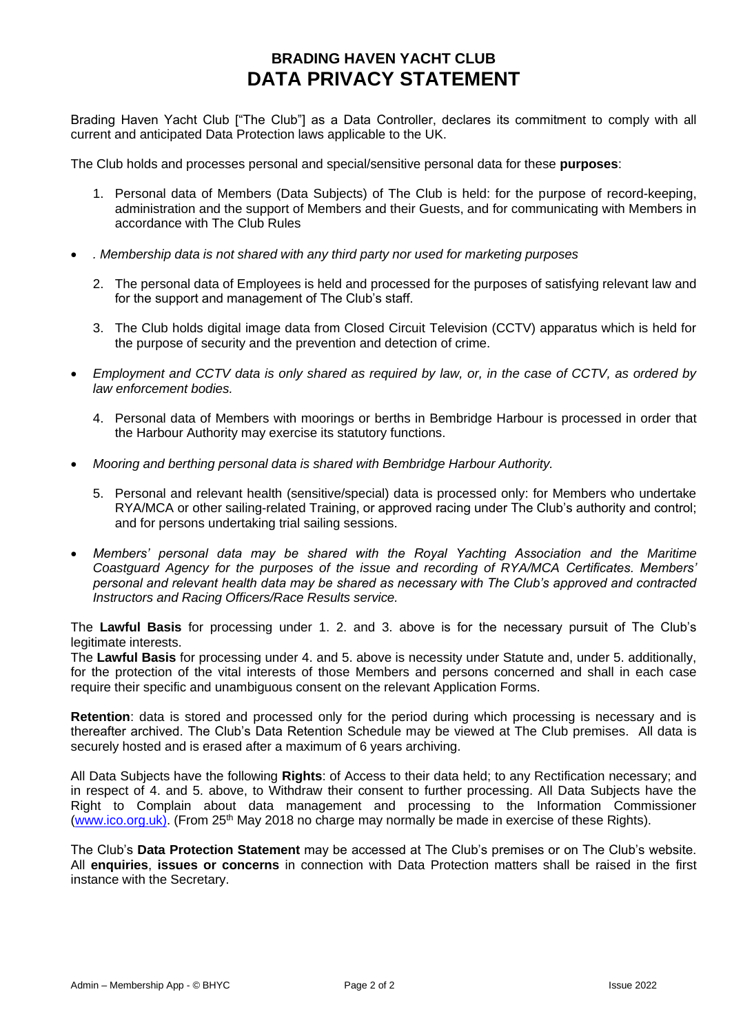# BRADING HAVEN YACHT CLUB
# DATA PRIVACY STATEMENT

Brading Haven Yacht Club ["The Club"] as a Data Controller, declares its commitment to comply with all current and anticipated Data Protection laws applicable to the UK.

The Club holds and processes personal and special/sensitive personal data for these **purposes**:

1. Personal data of Members (Data Subjects) of The Club is held: for the purpose of record-keeping, administration and the support of Members and their Guests, and for communicating with Members in accordance with The Club Rules

- *. Membership data is not shared with any third party nor used for marketing purposes*

2. The personal data of Employees is held and processed for the purposes of satisfying relevant law and for the support and management of The Club's staff.

3. The Club holds digital image data from Closed Circuit Television (CCTV) apparatus which is held for the purpose of security and the prevention and detection of crime.

- *Employment and CCTV data is only shared as required by law, or, in the case of CCTV, as ordered by law enforcement bodies.*

4. Personal data of Members with moorings or berths in Bembridge Harbour is processed in order that the Harbour Authority may exercise its statutory functions.

- *Mooring and berthing personal data is shared with Bembridge Harbour Authority.*

5. Personal and relevant health (sensitive/special) data is processed only: for Members who undertake RYA/MCA or other sailing-related Training, or approved racing under The Club's authority and control; and for persons undertaking trial sailing sessions.

- *Members' personal data may be shared with the Royal Yachting Association and the Maritime Coastguard Agency for the purposes of the issue and recording of RYA/MCA Certificates. Members' personal and relevant health data may be shared as necessary with The Club's approved and contracted Instructors and Racing Officers/Race Results service.*

The **Lawful Basis** for processing under 1. 2. and 3. above is for the necessary pursuit of The Club's legitimate interests.
The **Lawful Basis** for processing under 4. and 5. above is necessity under Statute and, under 5. additionally, for the protection of the vital interests of those Members and persons concerned and shall in each case require their specific and unambiguous consent on the relevant Application Forms.

**Retention**: data is stored and processed only for the period during which processing is necessary and is thereafter archived. The Club's Data Retention Schedule may be viewed at The Club premises. All data is securely hosted and is erased after a maximum of 6 years archiving.

All Data Subjects have the following **Rights**: of Access to their data held; to any Rectification necessary; and in respect of 4. and 5. above, to Withdraw their consent to further processing. All Data Subjects have the Right to Complain about data management and processing to the Information Commissioner (www.ico.org.uk). (From 25th May 2018 no charge may normally be made in exercise of these Rights).

The Club's **Data Protection Statement** may be accessed at The Club's premises or on The Club's website. All **enquiries**, **issues or concerns** in connection with Data Protection matters shall be raised in the first instance with the Secretary.